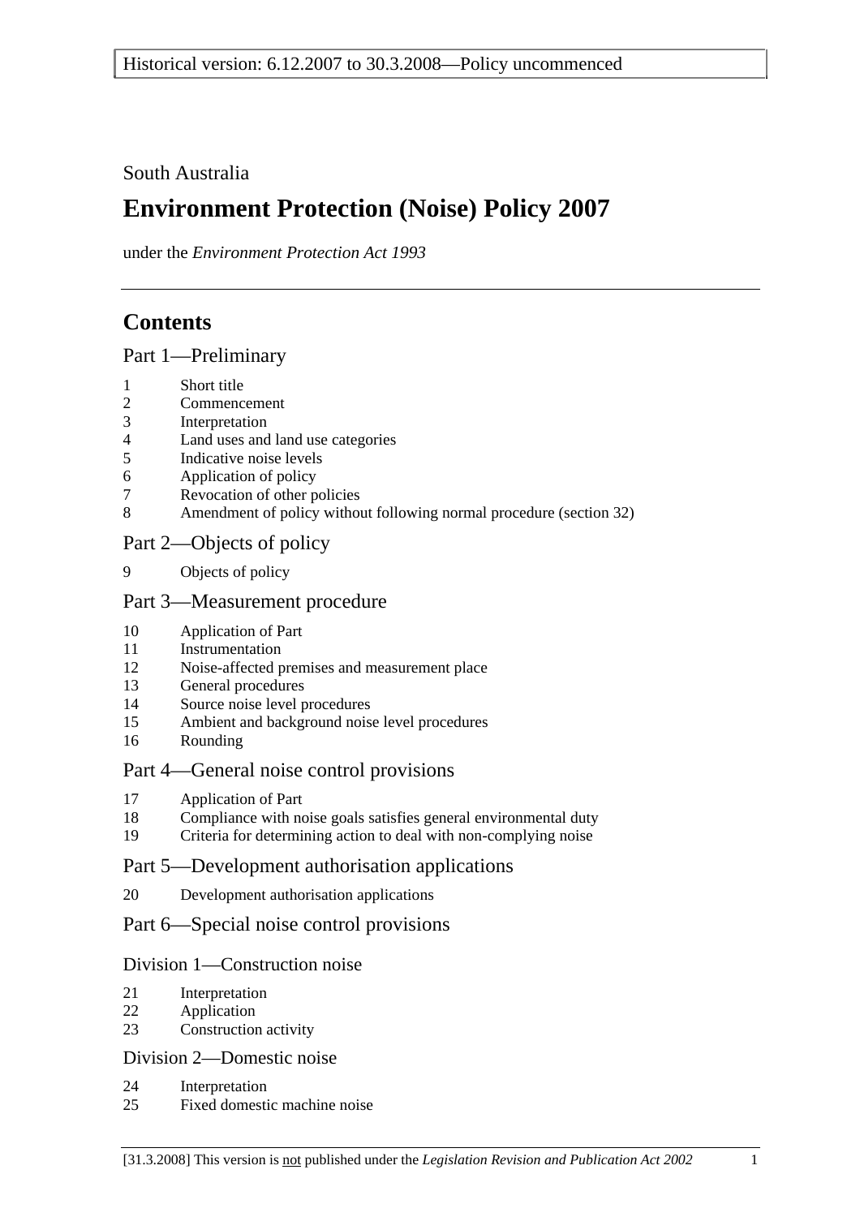Historical version: 6.12.2007 to 30.3.2008—Policy uncommenced

South Australia

# Environment Protection (Noise) Policy 2007

under the *Environment Protection Act 1993*

## Contents

### Part 1—Preliminary

1 Short title
2 Commencement
3 Interpretation
4 Land uses and land use categories
5 Indicative noise levels
6 Application of policy
7 Revocation of other policies
8 Amendment of policy without following normal procedure (section 32)

### Part 2—Objects of policy

9 Objects of policy

### Part 3—Measurement procedure

10 Application of Part
11 Instrumentation
12 Noise-affected premises and measurement place
13 General procedures
14 Source noise level procedures
15 Ambient and background noise level procedures
16 Rounding

### Part 4—General noise control provisions

17 Application of Part
18 Compliance with noise goals satisfies general environmental duty
19 Criteria for determining action to deal with non-complying noise

### Part 5—Development authorisation applications

20 Development authorisation applications

### Part 6—Special noise control provisions

#### Division 1—Construction noise

21 Interpretation
22 Application
23 Construction activity

#### Division 2—Domestic noise

24 Interpretation
25 Fixed domestic machine noise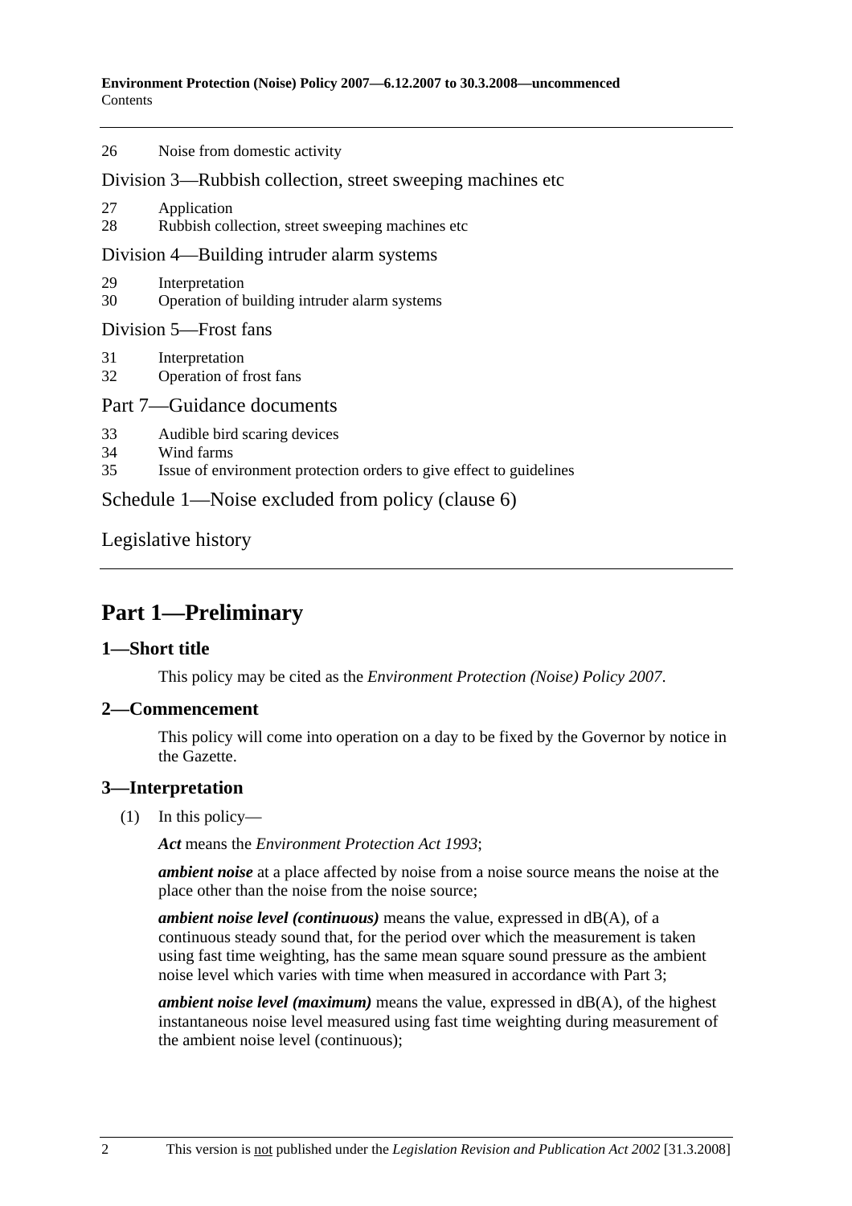26 Noise from domestic activity

Division 3—Rubbish collection, street sweeping machines etc

27 Application
28 Rubbish collection, street sweeping machines etc

Division 4—Building intruder alarm systems

29 Interpretation
30 Operation of building intruder alarm systems

Division 5—Frost fans

31 Interpretation
32 Operation of frost fans

Part 7—Guidance documents

33 Audible bird scaring devices
34 Wind farms
35 Issue of environment protection orders to give effect to guidelines

Schedule 1—Noise excluded from policy (clause 6)

Legislative history

# Part 1—Preliminary

## 1—Short title

This policy may be cited as the *Environment Protection (Noise) Policy 2007*.

## 2—Commencement

This policy will come into operation on a day to be fixed by the Governor by notice in the Gazette.

## 3—Interpretation

(1) In this policy—

***Act*** means the *Environment Protection Act 1993*;

***ambient noise*** at a place affected by noise from a noise source means the noise at the place other than the noise from the noise source;

***ambient noise level (continuous)*** means the value, expressed in dB(A), of a continuous steady sound that, for the period over which the measurement is taken using fast time weighting, has the same mean square sound pressure as the ambient noise level which varies with time when measured in accordance with Part 3;

***ambient noise level (maximum)*** means the value, expressed in dB(A), of the highest instantaneous noise level measured using fast time weighting during measurement of the ambient noise level (continuous);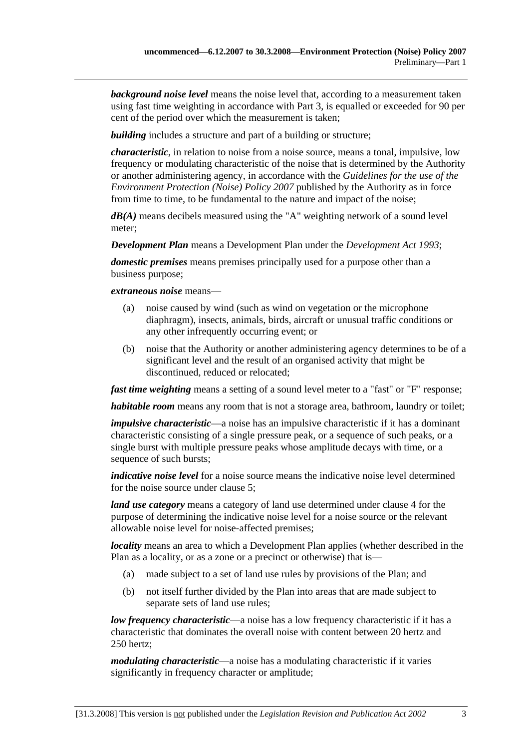***background noise level*** means the noise level that, according to a measurement taken using fast time weighting in accordance with Part 3, is equalled or exceeded for 90 per cent of the period over which the measurement is taken;

***building*** includes a structure and part of a building or structure;

***characteristic***, in relation to noise from a noise source, means a tonal, impulsive, low frequency or modulating characteristic of the noise that is determined by the Authority or another administering agency, in accordance with the *Guidelines for the use of the Environment Protection (Noise) Policy 2007* published by the Authority as in force from time to time, to be fundamental to the nature and impact of the noise;

***dB(A)*** means decibels measured using the "A" weighting network of a sound level meter;

***Development Plan*** means a Development Plan under the *Development Act 1993*;

***domestic premises*** means premises principally used for a purpose other than a business purpose;

***extraneous noise*** means—

(a) noise caused by wind (such as wind on vegetation or the microphone diaphragm), insects, animals, birds, aircraft or unusual traffic conditions or any other infrequently occurring event; or

(b) noise that the Authority or another administering agency determines to be of a significant level and the result of an organised activity that might be discontinued, reduced or relocated;

***fast time weighting*** means a setting of a sound level meter to a "fast" or "F" response;

***habitable room*** means any room that is not a storage area, bathroom, laundry or toilet;

***impulsive characteristic***—a noise has an impulsive characteristic if it has a dominant characteristic consisting of a single pressure peak, or a sequence of such peaks, or a single burst with multiple pressure peaks whose amplitude decays with time, or a sequence of such bursts;

***indicative noise level*** for a noise source means the indicative noise level determined for the noise source under clause 5;

***land use category*** means a category of land use determined under clause 4 for the purpose of determining the indicative noise level for a noise source or the relevant allowable noise level for noise-affected premises;

***locality*** means an area to which a Development Plan applies (whether described in the Plan as a locality, or as a zone or a precinct or otherwise) that is—

(a) made subject to a set of land use rules by provisions of the Plan; and

(b) not itself further divided by the Plan into areas that are made subject to separate sets of land use rules;

***low frequency characteristic***—a noise has a low frequency characteristic if it has a characteristic that dominates the overall noise with content between 20 hertz and 250 hertz;

***modulating characteristic***—a noise has a modulating characteristic if it varies significantly in frequency character or amplitude;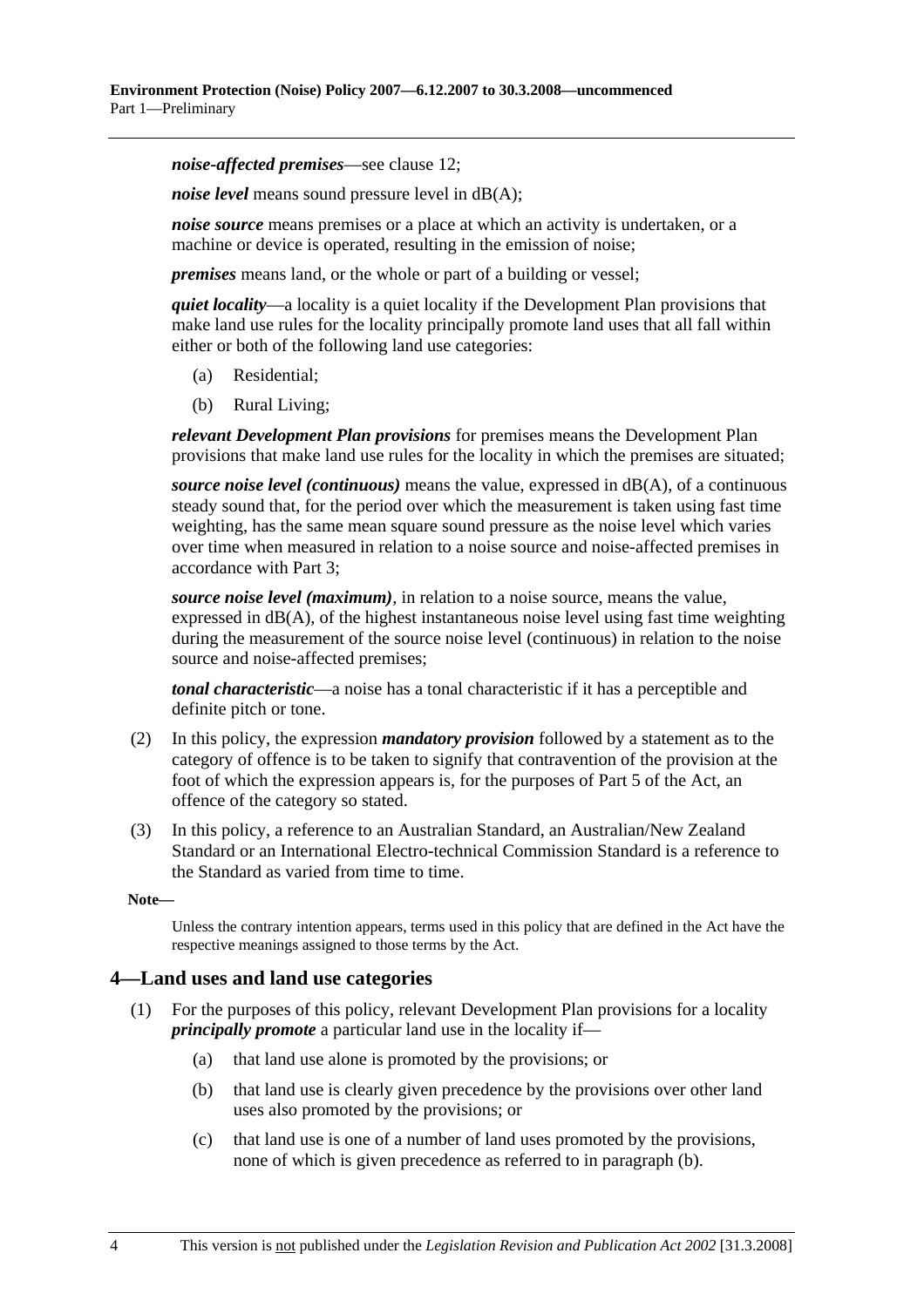***noise-affected premises***—see clause 12;

***noise level*** means sound pressure level in dB(A);

***noise source*** means premises or a place at which an activity is undertaken, or a machine or device is operated, resulting in the emission of noise;

***premises*** means land, or the whole or part of a building or vessel;

***quiet locality***—a locality is a quiet locality if the Development Plan provisions that make land use rules for the locality principally promote land uses that all fall within either or both of the following land use categories:

(a) Residential;

(b) Rural Living;

***relevant Development Plan provisions*** for premises means the Development Plan provisions that make land use rules for the locality in which the premises are situated;

***source noise level (continuous)*** means the value, expressed in dB(A), of a continuous steady sound that, for the period over which the measurement is taken using fast time weighting, has the same mean square sound pressure as the noise level which varies over time when measured in relation to a noise source and noise-affected premises in accordance with Part 3;

***source noise level (maximum)***, in relation to a noise source, means the value, expressed in dB(A), of the highest instantaneous noise level using fast time weighting during the measurement of the source noise level (continuous) in relation to the noise source and noise-affected premises;

***tonal characteristic***—a noise has a tonal characteristic if it has a perceptible and definite pitch or tone.

(2) In this policy, the expression ***mandatory provision*** followed by a statement as to the category of offence is to be taken to signify that contravention of the provision at the foot of which the expression appears is, for the purposes of Part 5 of the Act, an offence of the category so stated.

(3) In this policy, a reference to an Australian Standard, an Australian/New Zealand Standard or an International Electro-technical Commission Standard is a reference to the Standard as varied from time to time.

**Note—**

Unless the contrary intention appears, terms used in this policy that are defined in the Act have the respective meanings assigned to those terms by the Act.

## 4—Land uses and land use categories

(1) For the purposes of this policy, relevant Development Plan provisions for a locality ***principally promote*** a particular land use in the locality if—

(a) that land use alone is promoted by the provisions; or

(b) that land use is clearly given precedence by the provisions over other land uses also promoted by the provisions; or

(c) that land use is one of a number of land uses promoted by the provisions, none of which is given precedence as referred to in paragraph (b).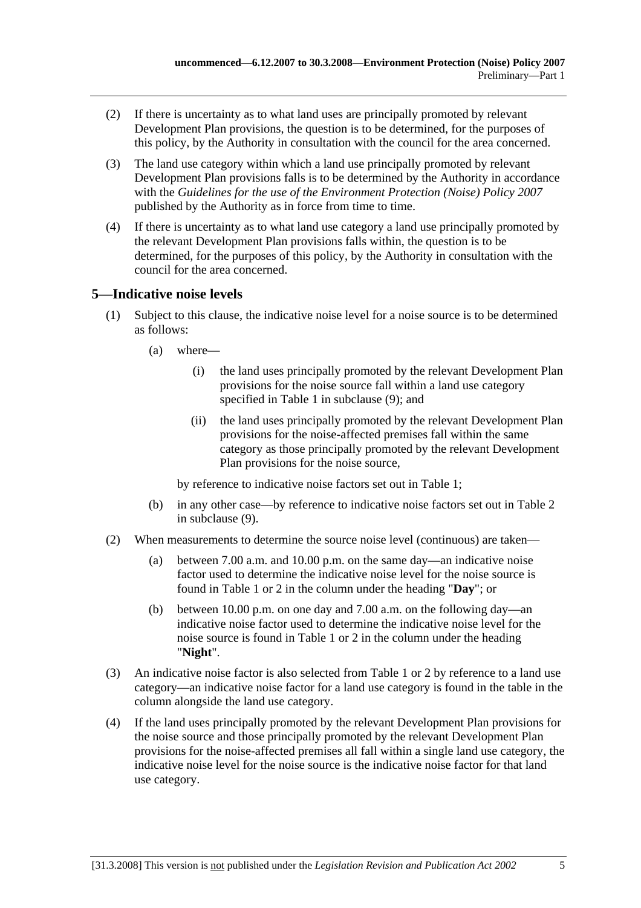(2) If there is uncertainty as to what land uses are principally promoted by relevant Development Plan provisions, the question is to be determined, for the purposes of this policy, by the Authority in consultation with the council for the area concerned.

(3) The land use category within which a land use principally promoted by relevant Development Plan provisions falls is to be determined by the Authority in accordance with the *Guidelines for the use of the Environment Protection (Noise) Policy 2007* published by the Authority as in force from time to time.

(4) If there is uncertainty as to what land use category a land use principally promoted by the relevant Development Plan provisions falls within, the question is to be determined, for the purposes of this policy, by the Authority in consultation with the council for the area concerned.

## 5—Indicative noise levels

(1) Subject to this clause, the indicative noise level for a noise source is to be determined as follows:

(a) where—

(i) the land uses principally promoted by the relevant Development Plan provisions for the noise source fall within a land use category specified in Table 1 in subclause (9); and

(ii) the land uses principally promoted by the relevant Development Plan provisions for the noise-affected premises fall within the same category as those principally promoted by the relevant Development Plan provisions for the noise source,

by reference to indicative noise factors set out in Table 1;

(b) in any other case—by reference to indicative noise factors set out in Table 2 in subclause (9).

(2) When measurements to determine the source noise level (continuous) are taken—

(a) between 7.00 a.m. and 10.00 p.m. on the same day—an indicative noise factor used to determine the indicative noise level for the noise source is found in Table 1 or 2 in the column under the heading "**Day**"; or

(b) between 10.00 p.m. on one day and 7.00 a.m. on the following day—an indicative noise factor used to determine the indicative noise level for the noise source is found in Table 1 or 2 in the column under the heading "**Night**".

(3) An indicative noise factor is also selected from Table 1 or 2 by reference to a land use category—an indicative noise factor for a land use category is found in the table in the column alongside the land use category.

(4) If the land uses principally promoted by the relevant Development Plan provisions for the noise source and those principally promoted by the relevant Development Plan provisions for the noise-affected premises all fall within a single land use category, the indicative noise level for the noise source is the indicative noise factor for that land use category.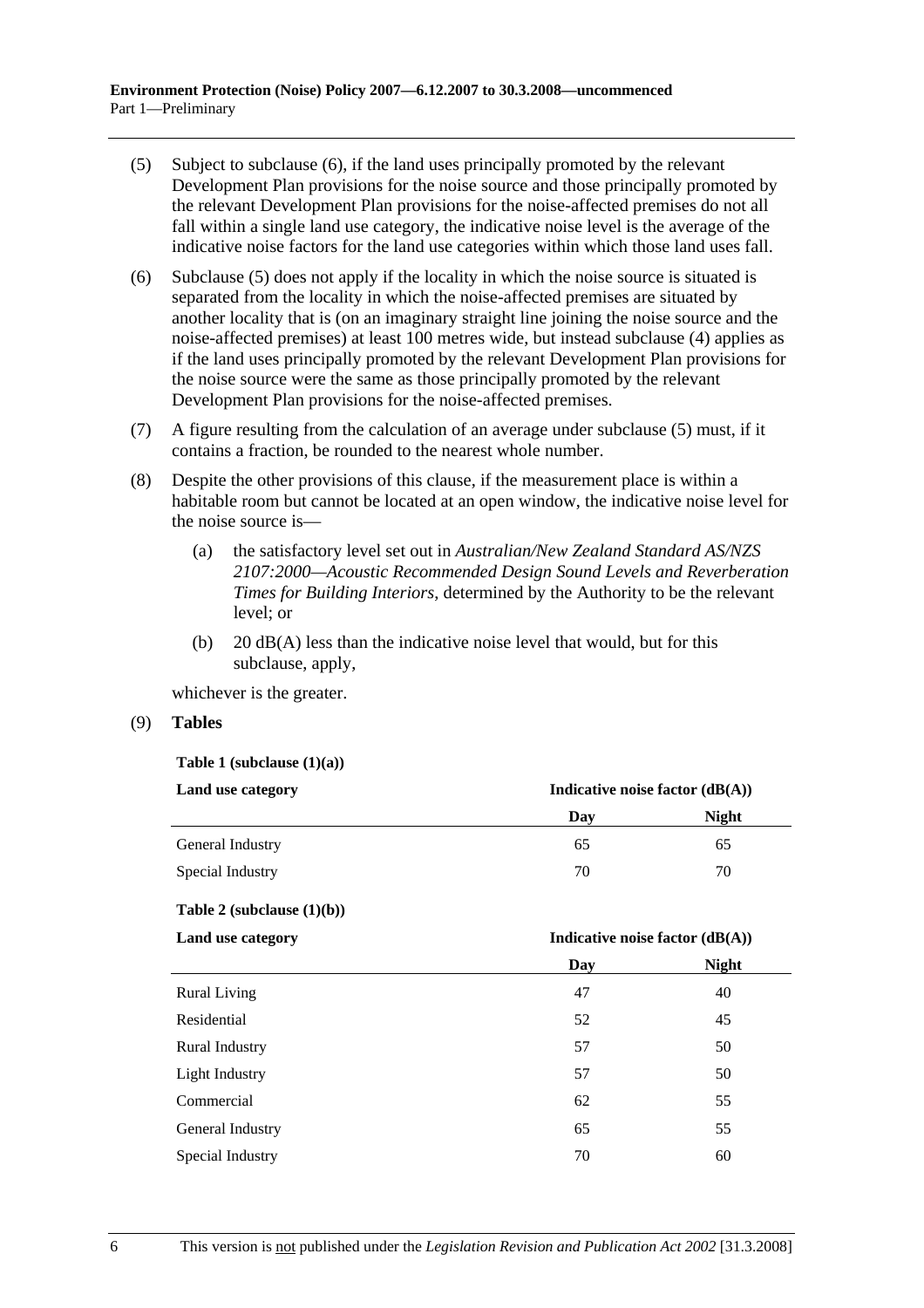(5) Subject to subclause (6), if the land uses principally promoted by the relevant Development Plan provisions for the noise source and those principally promoted by the relevant Development Plan provisions for the noise-affected premises do not all fall within a single land use category, the indicative noise level is the average of the indicative noise factors for the land use categories within which those land uses fall.

(6) Subclause (5) does not apply if the locality in which the noise source is situated is separated from the locality in which the noise-affected premises are situated by another locality that is (on an imaginary straight line joining the noise source and the noise-affected premises) at least 100 metres wide, but instead subclause (4) applies as if the land uses principally promoted by the relevant Development Plan provisions for the noise source were the same as those principally promoted by the relevant Development Plan provisions for the noise-affected premises.

(7) A figure resulting from the calculation of an average under subclause (5) must, if it contains a fraction, be rounded to the nearest whole number.

(8) Despite the other provisions of this clause, if the measurement place is within a habitable room but cannot be located at an open window, the indicative noise level for the noise source is—

(a) the satisfactory level set out in *Australian/New Zealand Standard AS/NZS 2107:2000—Acoustic Recommended Design Sound Levels and Reverberation Times for Building Interiors*, determined by the Authority to be the relevant level; or

(b) 20 dB(A) less than the indicative noise level that would, but for this subclause, apply,

whichever is the greater.

(9) **Tables**

**Table 1 (subclause (1)(a))**

| **Land use category** | **Indicative noise factor (dB(A))** | |
|---|---|---|
| | **Day** | **Night** |
| General Industry | 65 | 65 |
| Special Industry | 70 | 70 |

**Table 2 (subclause (1)(b))**

| **Land use category** | **Indicative noise factor (dB(A))** | |
|---|---|---|
| | **Day** | **Night** |
| Rural Living | 47 | 40 |
| Residential | 52 | 45 |
| Rural Industry | 57 | 50 |
| Light Industry | 57 | 50 |
| Commercial | 62 | 55 |
| General Industry | 65 | 55 |
| Special Industry | 70 | 60 |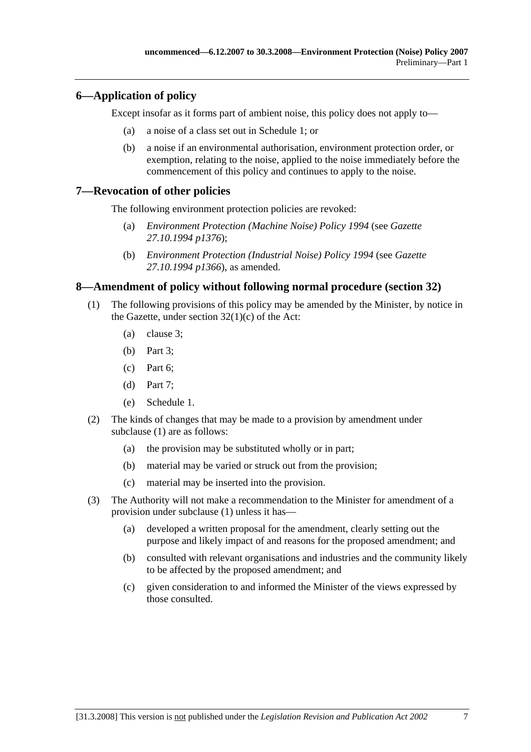## 6—Application of policy

Except insofar as it forms part of ambient noise, this policy does not apply to—

(a) a noise of a class set out in Schedule 1; or

(b) a noise if an environmental authorisation, environment protection order, or exemption, relating to the noise, applied to the noise immediately before the commencement of this policy and continues to apply to the noise.

## 7—Revocation of other policies

The following environment protection policies are revoked:

(a) *Environment Protection (Machine Noise) Policy 1994* (see *Gazette 27.10.1994 p1376*);

(b) *Environment Protection (Industrial Noise) Policy 1994* (see *Gazette 27.10.1994 p1366*), as amended.

## 8—Amendment of policy without following normal procedure (section 32)

(1) The following provisions of this policy may be amended by the Minister, by notice in the Gazette, under section 32(1)(c) of the Act:

- (a) clause 3;
- (b) Part 3;
- (c) Part 6;
- (d) Part 7;
- (e) Schedule 1.

(2) The kinds of changes that may be made to a provision by amendment under subclause (1) are as follows:

- (a) the provision may be substituted wholly or in part;
- (b) material may be varied or struck out from the provision;
- (c) material may be inserted into the provision.

(3) The Authority will not make a recommendation to the Minister for amendment of a provision under subclause (1) unless it has—

- (a) developed a written proposal for the amendment, clearly setting out the purpose and likely impact of and reasons for the proposed amendment; and
- (b) consulted with relevant organisations and industries and the community likely to be affected by the proposed amendment; and
- (c) given consideration to and informed the Minister of the views expressed by those consulted.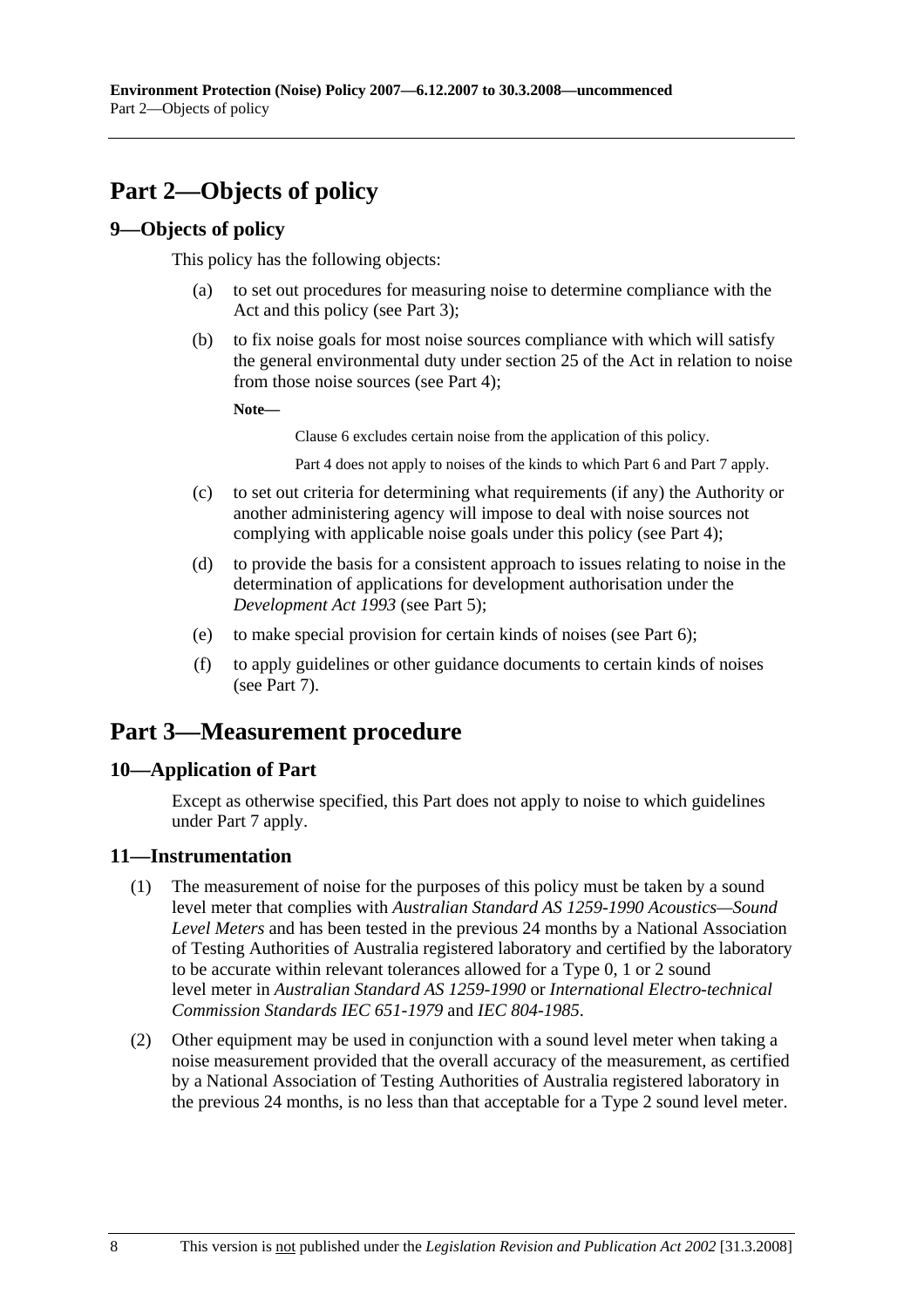# Part 2—Objects of policy

## 9—Objects of policy

This policy has the following objects:

(a) to set out procedures for measuring noise to determine compliance with the Act and this policy (see Part 3);

(b) to fix noise goals for most noise sources compliance with which will satisfy the general environmental duty under section 25 of the Act in relation to noise from those noise sources (see Part 4);

**Note—**

Clause 6 excludes certain noise from the application of this policy.

Part 4 does not apply to noises of the kinds to which Part 6 and Part 7 apply.

(c) to set out criteria for determining what requirements (if any) the Authority or another administering agency will impose to deal with noise sources not complying with applicable noise goals under this policy (see Part 4);

(d) to provide the basis for a consistent approach to issues relating to noise in the determination of applications for development authorisation under the *Development Act 1993* (see Part 5);

(e) to make special provision for certain kinds of noises (see Part 6);

(f) to apply guidelines or other guidance documents to certain kinds of noises (see Part 7).

# Part 3—Measurement procedure

## 10—Application of Part

Except as otherwise specified, this Part does not apply to noise to which guidelines under Part 7 apply.

## 11—Instrumentation

(1) The measurement of noise for the purposes of this policy must be taken by a sound level meter that complies with *Australian Standard AS 1259-1990 Acoustics—Sound Level Meters* and has been tested in the previous 24 months by a National Association of Testing Authorities of Australia registered laboratory and certified by the laboratory to be accurate within relevant tolerances allowed for a Type 0, 1 or 2 sound level meter in *Australian Standard AS 1259-1990* or *International Electro-technical Commission Standards IEC 651-1979* and *IEC 804-1985*.

(2) Other equipment may be used in conjunction with a sound level meter when taking a noise measurement provided that the overall accuracy of the measurement, as certified by a National Association of Testing Authorities of Australia registered laboratory in the previous 24 months, is no less than that acceptable for a Type 2 sound level meter.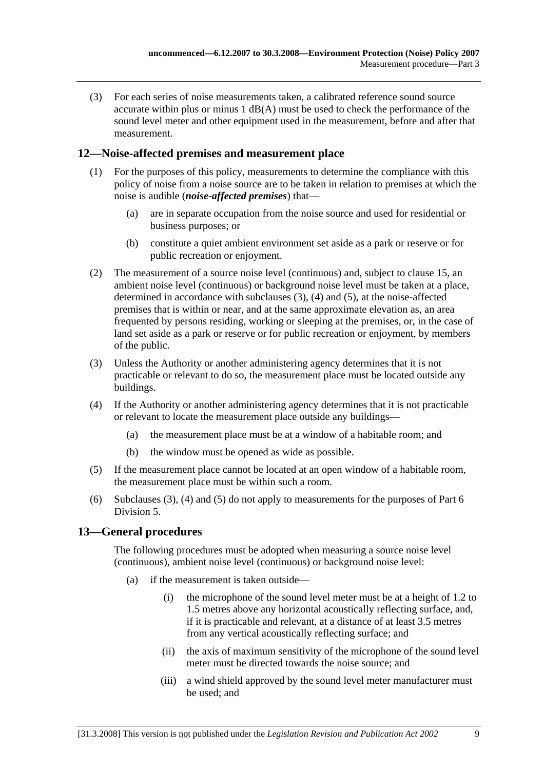(3) For each series of noise measurements taken, a calibrated reference sound source accurate within plus or minus 1 dB(A) must be used to check the performance of the sound level meter and other equipment used in the measurement, before and after that measurement.

## 12—Noise-affected premises and measurement place

(1) For the purposes of this policy, measurements to determine the compliance with this policy of noise from a noise source are to be taken in relation to premises at which the noise is audible (***noise-affected premises***) that—

- (a) are in separate occupation from the noise source and used for residential or business purposes; or
- (b) constitute a quiet ambient environment set aside as a park or reserve or for public recreation or enjoyment.

(2) The measurement of a source noise level (continuous) and, subject to clause 15, an ambient noise level (continuous) or background noise level must be taken at a place, determined in accordance with subclauses (3), (4) and (5), at the noise-affected premises that is within or near, and at the same approximate elevation as, an area frequented by persons residing, working or sleeping at the premises, or, in the case of land set aside as a park or reserve or for public recreation or enjoyment, by members of the public.

(3) Unless the Authority or another administering agency determines that it is not practicable or relevant to do so, the measurement place must be located outside any buildings.

(4) If the Authority or another administering agency determines that it is not practicable or relevant to locate the measurement place outside any buildings—

- (a) the measurement place must be at a window of a habitable room; and
- (b) the window must be opened as wide as possible.

(5) If the measurement place cannot be located at an open window of a habitable room, the measurement place must be within such a room.

(6) Subclauses (3), (4) and (5) do not apply to measurements for the purposes of Part 6 Division 5.

## 13—General procedures

The following procedures must be adopted when measuring a source noise level (continuous), ambient noise level (continuous) or background noise level:

- (a) if the measurement is taken outside—
  - (i) the microphone of the sound level meter must be at a height of 1.2 to 1.5 metres above any horizontal acoustically reflecting surface, and, if it is practicable and relevant, at a distance of at least 3.5 metres from any vertical acoustically reflecting surface; and
  - (ii) the axis of maximum sensitivity of the microphone of the sound level meter must be directed towards the noise source; and
  - (iii) a wind shield approved by the sound level meter manufacturer must be used; and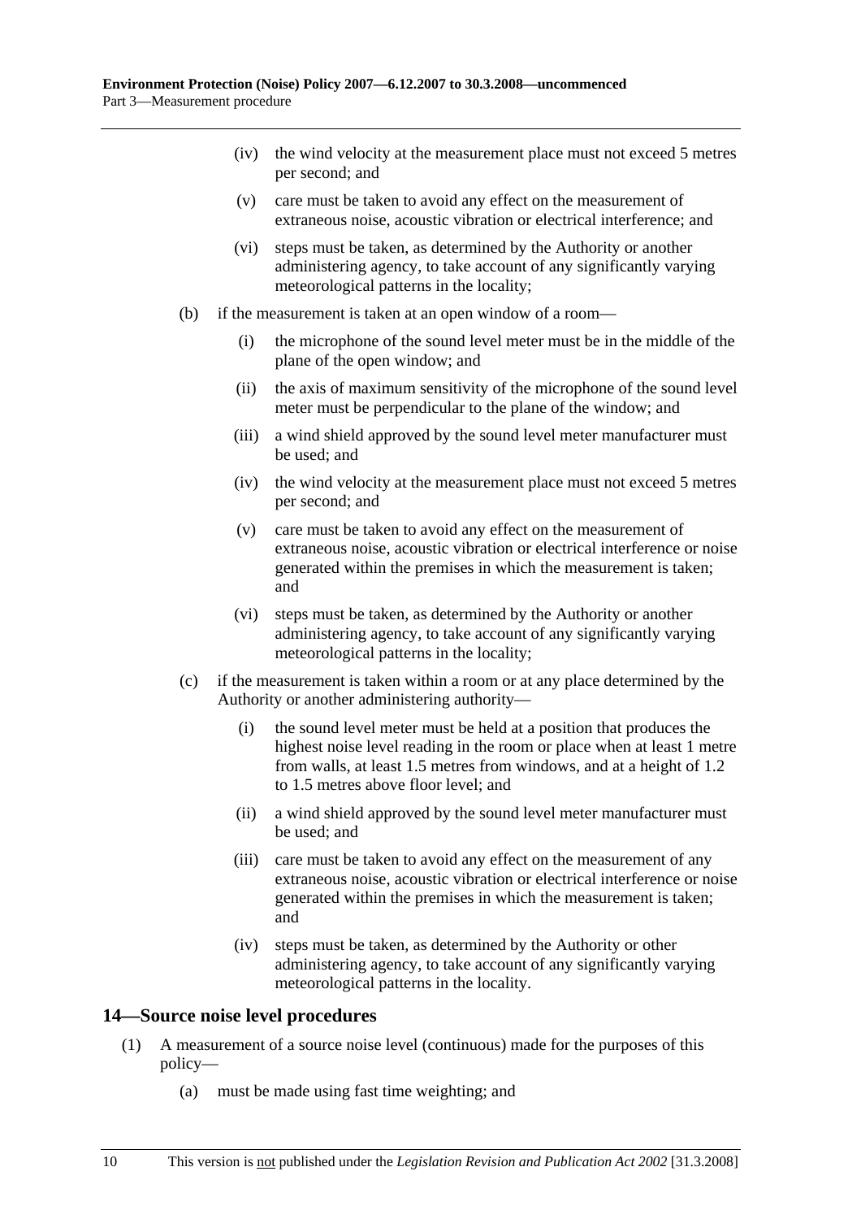(iv) the wind velocity at the measurement place must not exceed 5 metres per second; and

(v) care must be taken to avoid any effect on the measurement of extraneous noise, acoustic vibration or electrical interference; and

(vi) steps must be taken, as determined by the Authority or another administering agency, to take account of any significantly varying meteorological patterns in the locality;

(b) if the measurement is taken at an open window of a room—

(i) the microphone of the sound level meter must be in the middle of the plane of the open window; and

(ii) the axis of maximum sensitivity of the microphone of the sound level meter must be perpendicular to the plane of the window; and

(iii) a wind shield approved by the sound level meter manufacturer must be used; and

(iv) the wind velocity at the measurement place must not exceed 5 metres per second; and

(v) care must be taken to avoid any effect on the measurement of extraneous noise, acoustic vibration or electrical interference or noise generated within the premises in which the measurement is taken; and

(vi) steps must be taken, as determined by the Authority or another administering agency, to take account of any significantly varying meteorological patterns in the locality;

(c) if the measurement is taken within a room or at any place determined by the Authority or another administering authority—

(i) the sound level meter must be held at a position that produces the highest noise level reading in the room or place when at least 1 metre from walls, at least 1.5 metres from windows, and at a height of 1.2 to 1.5 metres above floor level; and

(ii) a wind shield approved by the sound level meter manufacturer must be used; and

(iii) care must be taken to avoid any effect on the measurement of any extraneous noise, acoustic vibration or electrical interference or noise generated within the premises in which the measurement is taken; and

(iv) steps must be taken, as determined by the Authority or other administering agency, to take account of any significantly varying meteorological patterns in the locality.

## 14—Source noise level procedures

(1) A measurement of a source noise level (continuous) made for the purposes of this policy—

(a) must be made using fast time weighting; and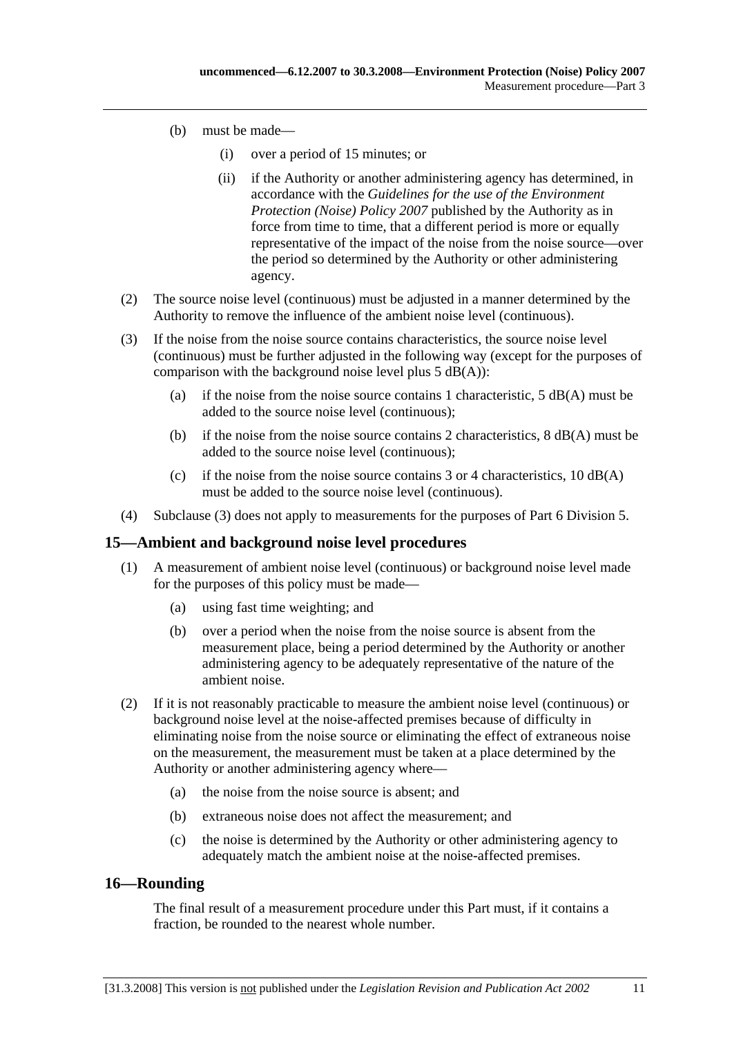(b) must be made—

(i) over a period of 15 minutes; or

(ii) if the Authority or another administering agency has determined, in accordance with the *Guidelines for the use of the Environment Protection (Noise) Policy 2007* published by the Authority as in force from time to time, that a different period is more or equally representative of the impact of the noise from the noise source—over the period so determined by the Authority or other administering agency.

(2) The source noise level (continuous) must be adjusted in a manner determined by the Authority to remove the influence of the ambient noise level (continuous).

(3) If the noise from the noise source contains characteristics, the source noise level (continuous) must be further adjusted in the following way (except for the purposes of comparison with the background noise level plus 5 dB(A)):

(a) if the noise from the noise source contains 1 characteristic, 5 dB(A) must be added to the source noise level (continuous);

(b) if the noise from the noise source contains 2 characteristics, 8 dB(A) must be added to the source noise level (continuous);

(c) if the noise from the noise source contains 3 or 4 characteristics, 10 dB(A) must be added to the source noise level (continuous).

(4) Subclause (3) does not apply to measurements for the purposes of Part 6 Division 5.

## 15—Ambient and background noise level procedures

(1) A measurement of ambient noise level (continuous) or background noise level made for the purposes of this policy must be made—

(a) using fast time weighting; and

(b) over a period when the noise from the noise source is absent from the measurement place, being a period determined by the Authority or another administering agency to be adequately representative of the nature of the ambient noise.

(2) If it is not reasonably practicable to measure the ambient noise level (continuous) or background noise level at the noise-affected premises because of difficulty in eliminating noise from the noise source or eliminating the effect of extraneous noise on the measurement, the measurement must be taken at a place determined by the Authority or another administering agency where—

(a) the noise from the noise source is absent; and

(b) extraneous noise does not affect the measurement; and

(c) the noise is determined by the Authority or other administering agency to adequately match the ambient noise at the noise-affected premises.

## 16—Rounding

The final result of a measurement procedure under this Part must, if it contains a fraction, be rounded to the nearest whole number.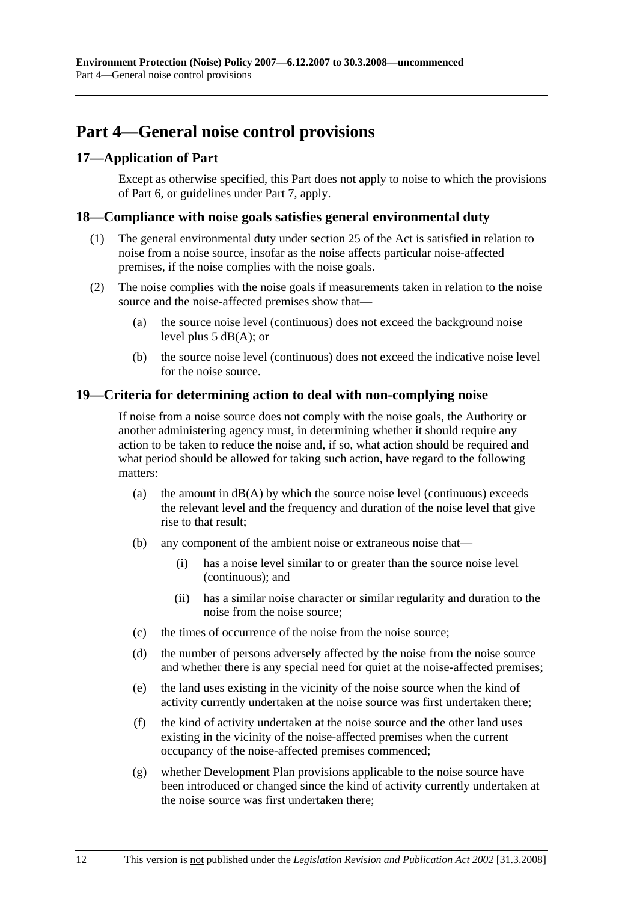# Part 4—General noise control provisions

## 17—Application of Part

Except as otherwise specified, this Part does not apply to noise to which the provisions of Part 6, or guidelines under Part 7, apply.

## 18—Compliance with noise goals satisfies general environmental duty

(1) The general environmental duty under section 25 of the Act is satisfied in relation to noise from a noise source, insofar as the noise affects particular noise-affected premises, if the noise complies with the noise goals.

(2) The noise complies with the noise goals if measurements taken in relation to the noise source and the noise-affected premises show that—

(a) the source noise level (continuous) does not exceed the background noise level plus 5 dB(A); or

(b) the source noise level (continuous) does not exceed the indicative noise level for the noise source.

## 19—Criteria for determining action to deal with non-complying noise

If noise from a noise source does not comply with the noise goals, the Authority or another administering agency must, in determining whether it should require any action to be taken to reduce the noise and, if so, what action should be required and what period should be allowed for taking such action, have regard to the following matters:

(a) the amount in dB(A) by which the source noise level (continuous) exceeds the relevant level and the frequency and duration of the noise level that give rise to that result;

(b) any component of the ambient noise or extraneous noise that—

(i) has a noise level similar to or greater than the source noise level (continuous); and

(ii) has a similar noise character or similar regularity and duration to the noise from the noise source;

(c) the times of occurrence of the noise from the noise source;

(d) the number of persons adversely affected by the noise from the noise source and whether there is any special need for quiet at the noise-affected premises;

(e) the land uses existing in the vicinity of the noise source when the kind of activity currently undertaken at the noise source was first undertaken there;

(f) the kind of activity undertaken at the noise source and the other land uses existing in the vicinity of the noise-affected premises when the current occupancy of the noise-affected premises commenced;

(g) whether Development Plan provisions applicable to the noise source have been introduced or changed since the kind of activity currently undertaken at the noise source was first undertaken there;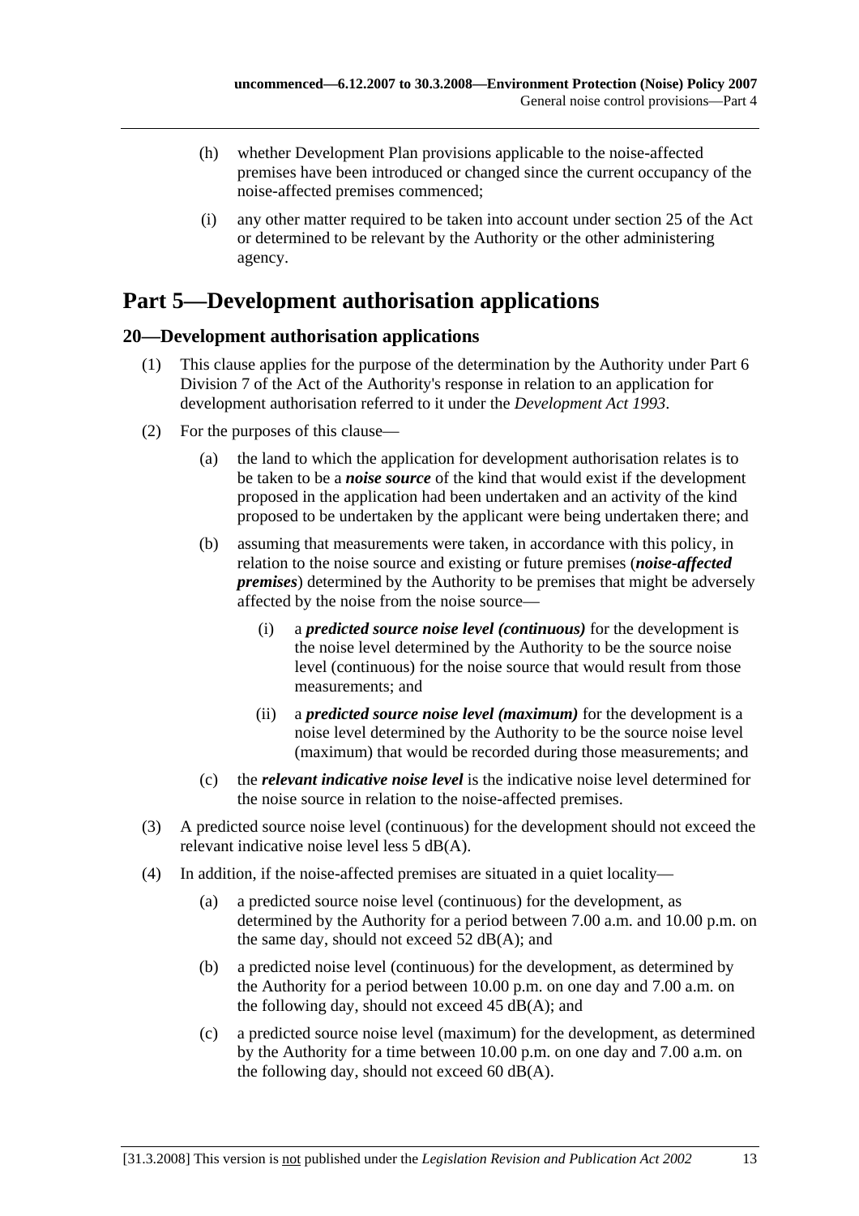(h) whether Development Plan provisions applicable to the noise-affected premises have been introduced or changed since the current occupancy of the noise-affected premises commenced;

(i) any other matter required to be taken into account under section 25 of the Act or determined to be relevant by the Authority or the other administering agency.

# Part 5—Development authorisation applications

## 20—Development authorisation applications

(1) This clause applies for the purpose of the determination by the Authority under Part 6 Division 7 of the Act of the Authority's response in relation to an application for development authorisation referred to it under the *Development Act 1993*.

(2) For the purposes of this clause—

(a) the land to which the application for development authorisation relates is to be taken to be a ***noise source*** of the kind that would exist if the development proposed in the application had been undertaken and an activity of the kind proposed to be undertaken by the applicant were being undertaken there; and

(b) assuming that measurements were taken, in accordance with this policy, in relation to the noise source and existing or future premises (***noise-affected premises***) determined by the Authority to be premises that might be adversely affected by the noise from the noise source—

(i) a ***predicted source noise level (continuous)*** for the development is the noise level determined by the Authority to be the source noise level (continuous) for the noise source that would result from those measurements; and

(ii) a ***predicted source noise level (maximum)*** for the development is a noise level determined by the Authority to be the source noise level (maximum) that would be recorded during those measurements; and

(c) the ***relevant indicative noise level*** is the indicative noise level determined for the noise source in relation to the noise-affected premises.

(3) A predicted source noise level (continuous) for the development should not exceed the relevant indicative noise level less 5 dB(A).

(4) In addition, if the noise-affected premises are situated in a quiet locality—

(a) a predicted source noise level (continuous) for the development, as determined by the Authority for a period between 7.00 a.m. and 10.00 p.m. on the same day, should not exceed 52 dB(A); and

(b) a predicted noise level (continuous) for the development, as determined by the Authority for a period between 10.00 p.m. on one day and 7.00 a.m. on the following day, should not exceed 45 dB(A); and

(c) a predicted source noise level (maximum) for the development, as determined by the Authority for a time between 10.00 p.m. on one day and 7.00 a.m. on the following day, should not exceed 60 dB(A).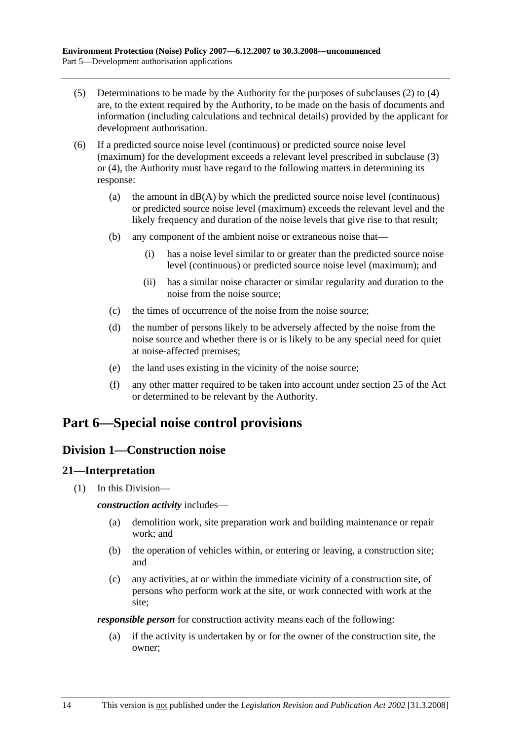(5) Determinations to be made by the Authority for the purposes of subclauses (2) to (4) are, to the extent required by the Authority, to be made on the basis of documents and information (including calculations and technical details) provided by the applicant for development authorisation.

(6) If a predicted source noise level (continuous) or predicted source noise level (maximum) for the development exceeds a relevant level prescribed in subclause (3) or (4), the Authority must have regard to the following matters in determining its response:

- (a) the amount in dB(A) by which the predicted source noise level (continuous) or predicted source noise level (maximum) exceeds the relevant level and the likely frequency and duration of the noise levels that give rise to that result;
- (b) any component of the ambient noise or extraneous noise that—
  - (i) has a noise level similar to or greater than the predicted source noise level (continuous) or predicted source noise level (maximum); and
  - (ii) has a similar noise character or similar regularity and duration to the noise from the noise source;
- (c) the times of occurrence of the noise from the noise source;
- (d) the number of persons likely to be adversely affected by the noise from the noise source and whether there is or is likely to be any special need for quiet at noise-affected premises;
- (e) the land uses existing in the vicinity of the noise source;
- (f) any other matter required to be taken into account under section 25 of the Act or determined to be relevant by the Authority.

# Part 6—Special noise control provisions

## Division 1—Construction noise

### 21—Interpretation

(1) In this Division—

***construction activity*** includes—

- (a) demolition work, site preparation work and building maintenance or repair work; and
- (b) the operation of vehicles within, or entering or leaving, a construction site; and
- (c) any activities, at or within the immediate vicinity of a construction site, of persons who perform work at the site, or work connected with work at the site;

***responsible person*** for construction activity means each of the following:

- (a) if the activity is undertaken by or for the owner of the construction site, the owner;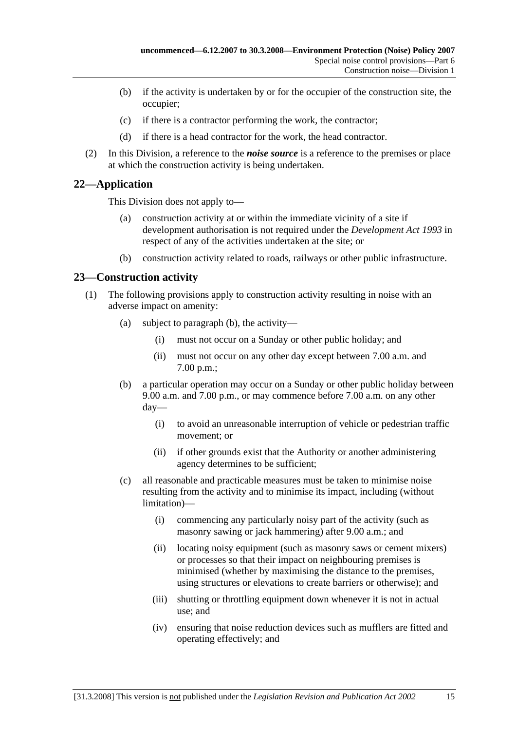(b) if the activity is undertaken by or for the occupier of the construction site, the occupier;

(c) if there is a contractor performing the work, the contractor;

(d) if there is a head contractor for the work, the head contractor.

(2) In this Division, a reference to the ***noise source*** is a reference to the premises or place at which the construction activity is being undertaken.

## 22—Application

This Division does not apply to—

(a) construction activity at or within the immediate vicinity of a site if development authorisation is not required under the *Development Act 1993* in respect of any of the activities undertaken at the site; or

(b) construction activity related to roads, railways or other public infrastructure.

## 23—Construction activity

(1) The following provisions apply to construction activity resulting in noise with an adverse impact on amenity:

(a) subject to paragraph (b), the activity—

(i) must not occur on a Sunday or other public holiday; and

(ii) must not occur on any other day except between 7.00 a.m. and 7.00 p.m.;

(b) a particular operation may occur on a Sunday or other public holiday between 9.00 a.m. and 7.00 p.m., or may commence before 7.00 a.m. on any other day—

(i) to avoid an unreasonable interruption of vehicle or pedestrian traffic movement; or

(ii) if other grounds exist that the Authority or another administering agency determines to be sufficient;

(c) all reasonable and practicable measures must be taken to minimise noise resulting from the activity and to minimise its impact, including (without limitation)—

(i) commencing any particularly noisy part of the activity (such as masonry sawing or jack hammering) after 9.00 a.m.; and

(ii) locating noisy equipment (such as masonry saws or cement mixers) or processes so that their impact on neighbouring premises is minimised (whether by maximising the distance to the premises, using structures or elevations to create barriers or otherwise); and

(iii) shutting or throttling equipment down whenever it is not in actual use; and

(iv) ensuring that noise reduction devices such as mufflers are fitted and operating effectively; and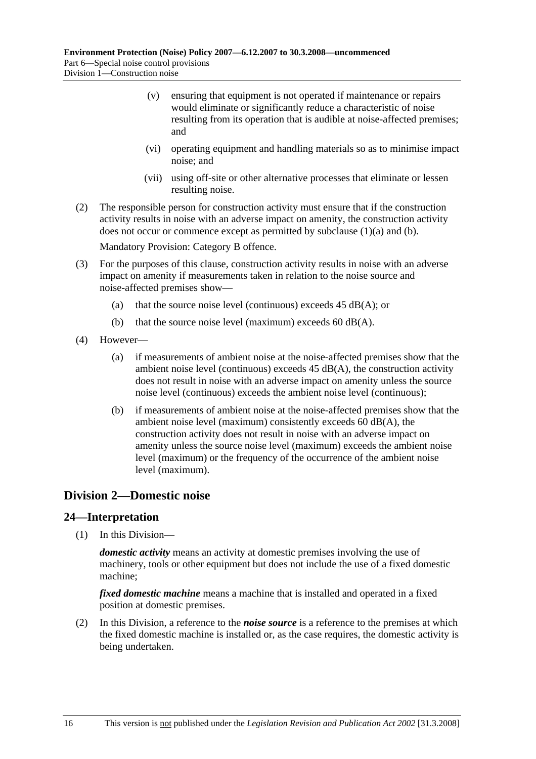(v) ensuring that equipment is not operated if maintenance or repairs would eliminate or significantly reduce a characteristic of noise resulting from its operation that is audible at noise-affected premises; and

(vi) operating equipment and handling materials so as to minimise impact noise; and

(vii) using off-site or other alternative processes that eliminate or lessen resulting noise.

(2) The responsible person for construction activity must ensure that if the construction activity results in noise with an adverse impact on amenity, the construction activity does not occur or commence except as permitted by subclause (1)(a) and (b).

Mandatory Provision: Category B offence.

(3) For the purposes of this clause, construction activity results in noise with an adverse impact on amenity if measurements taken in relation to the noise source and noise-affected premises show—

(a) that the source noise level (continuous) exceeds 45 dB(A); or

(b) that the source noise level (maximum) exceeds 60 dB(A).

(4) However—

(a) if measurements of ambient noise at the noise-affected premises show that the ambient noise level (continuous) exceeds 45 dB(A), the construction activity does not result in noise with an adverse impact on amenity unless the source noise level (continuous) exceeds the ambient noise level (continuous);

(b) if measurements of ambient noise at the noise-affected premises show that the ambient noise level (maximum) consistently exceeds 60 dB(A), the construction activity does not result in noise with an adverse impact on amenity unless the source noise level (maximum) exceeds the ambient noise level (maximum) or the frequency of the occurrence of the ambient noise level (maximum).

## Division 2—Domestic noise

### 24—Interpretation

(1) In this Division—

***domestic activity*** means an activity at domestic premises involving the use of machinery, tools or other equipment but does not include the use of a fixed domestic machine;

***fixed domestic machine*** means a machine that is installed and operated in a fixed position at domestic premises.

(2) In this Division, a reference to the ***noise source*** is a reference to the premises at which the fixed domestic machine is installed or, as the case requires, the domestic activity is being undertaken.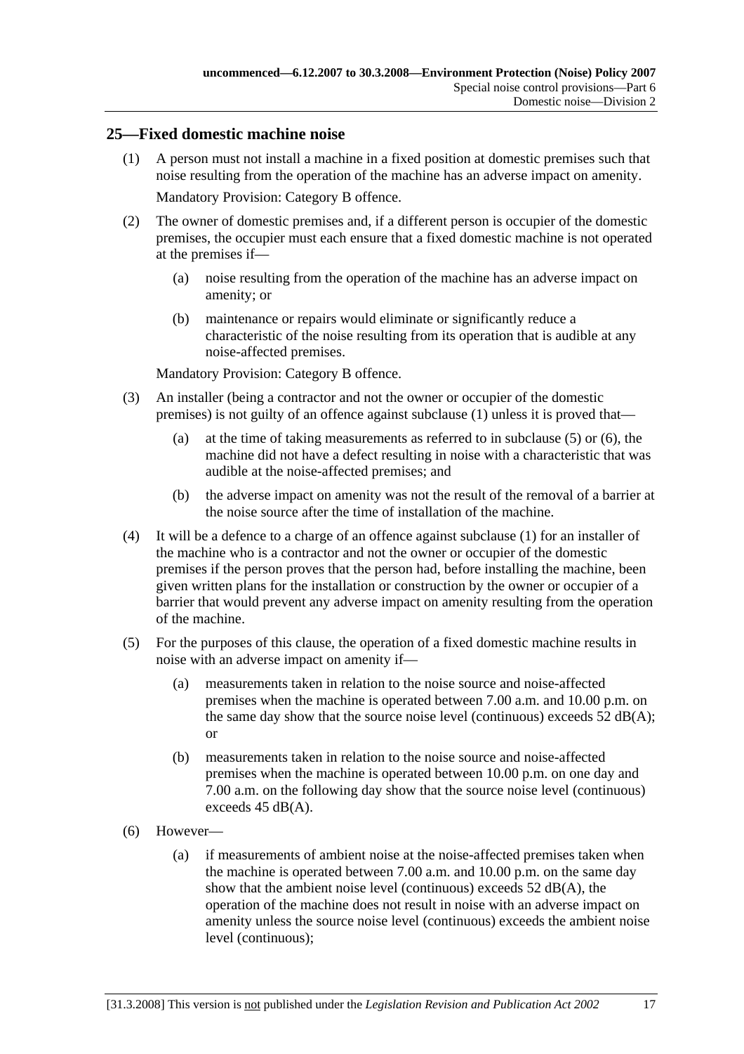## 25—Fixed domestic machine noise

(1) A person must not install a machine in a fixed position at domestic premises such that noise resulting from the operation of the machine has an adverse impact on amenity.

Mandatory Provision: Category B offence.

(2) The owner of domestic premises and, if a different person is occupier of the domestic premises, the occupier must each ensure that a fixed domestic machine is not operated at the premises if—

(a) noise resulting from the operation of the machine has an adverse impact on amenity; or

(b) maintenance or repairs would eliminate or significantly reduce a characteristic of the noise resulting from its operation that is audible at any noise-affected premises.

Mandatory Provision: Category B offence.

(3) An installer (being a contractor and not the owner or occupier of the domestic premises) is not guilty of an offence against subclause (1) unless it is proved that—

(a) at the time of taking measurements as referred to in subclause (5) or (6), the machine did not have a defect resulting in noise with a characteristic that was audible at the noise-affected premises; and

(b) the adverse impact on amenity was not the result of the removal of a barrier at the noise source after the time of installation of the machine.

(4) It will be a defence to a charge of an offence against subclause (1) for an installer of the machine who is a contractor and not the owner or occupier of the domestic premises if the person proves that the person had, before installing the machine, been given written plans for the installation or construction by the owner or occupier of a barrier that would prevent any adverse impact on amenity resulting from the operation of the machine.

(5) For the purposes of this clause, the operation of a fixed domestic machine results in noise with an adverse impact on amenity if—

(a) measurements taken in relation to the noise source and noise-affected premises when the machine is operated between 7.00 a.m. and 10.00 p.m. on the same day show that the source noise level (continuous) exceeds 52 dB(A); or

(b) measurements taken in relation to the noise source and noise-affected premises when the machine is operated between 10.00 p.m. on one day and 7.00 a.m. on the following day show that the source noise level (continuous) exceeds 45 dB(A).

(6) However—

(a) if measurements of ambient noise at the noise-affected premises taken when the machine is operated between 7.00 a.m. and 10.00 p.m. on the same day show that the ambient noise level (continuous) exceeds 52 dB(A), the operation of the machine does not result in noise with an adverse impact on amenity unless the source noise level (continuous) exceeds the ambient noise level (continuous);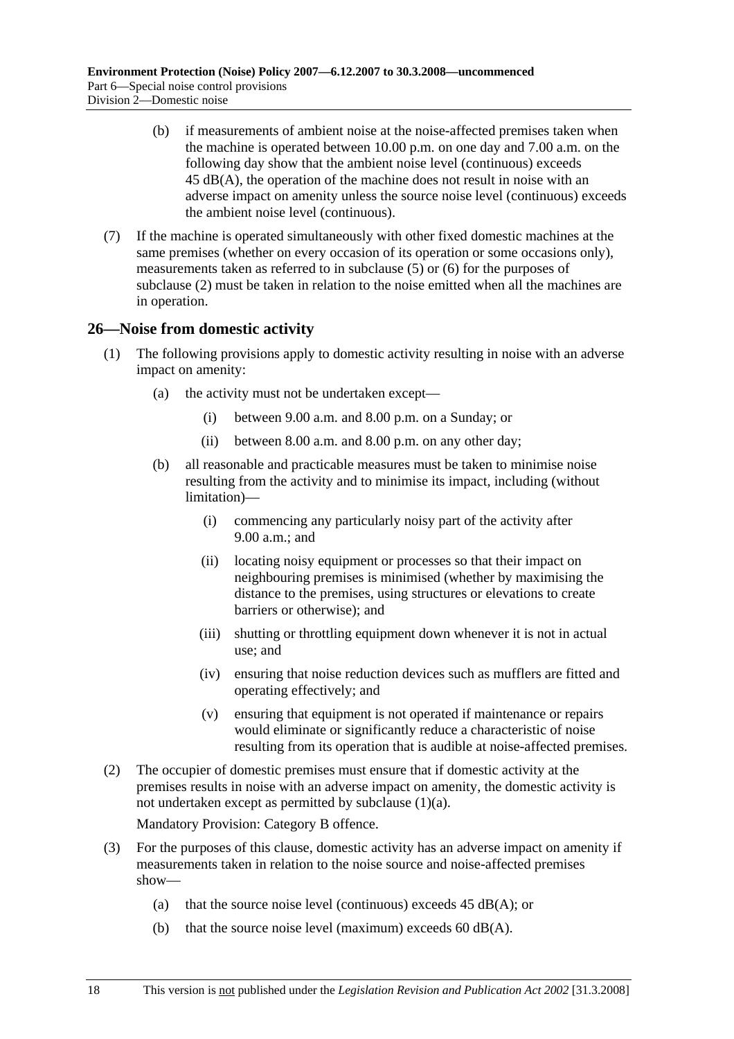(b) if measurements of ambient noise at the noise-affected premises taken when the machine is operated between 10.00 p.m. on one day and 7.00 a.m. on the following day show that the ambient noise level (continuous) exceeds 45 dB(A), the operation of the machine does not result in noise with an adverse impact on amenity unless the source noise level (continuous) exceeds the ambient noise level (continuous).

(7) If the machine is operated simultaneously with other fixed domestic machines at the same premises (whether on every occasion of its operation or some occasions only), measurements taken as referred to in subclause (5) or (6) for the purposes of subclause (2) must be taken in relation to the noise emitted when all the machines are in operation.

## 26—Noise from domestic activity

(1) The following provisions apply to domestic activity resulting in noise with an adverse impact on amenity:

(a) the activity must not be undertaken except—

(i) between 9.00 a.m. and 8.00 p.m. on a Sunday; or

(ii) between 8.00 a.m. and 8.00 p.m. on any other day;

(b) all reasonable and practicable measures must be taken to minimise noise resulting from the activity and to minimise its impact, including (without limitation)—

(i) commencing any particularly noisy part of the activity after 9.00 a.m.; and

(ii) locating noisy equipment or processes so that their impact on neighbouring premises is minimised (whether by maximising the distance to the premises, using structures or elevations to create barriers or otherwise); and

(iii) shutting or throttling equipment down whenever it is not in actual use; and

(iv) ensuring that noise reduction devices such as mufflers are fitted and operating effectively; and

(v) ensuring that equipment is not operated if maintenance or repairs would eliminate or significantly reduce a characteristic of noise resulting from its operation that is audible at noise-affected premises.

(2) The occupier of domestic premises must ensure that if domestic activity at the premises results in noise with an adverse impact on amenity, the domestic activity is not undertaken except as permitted by subclause (1)(a).

Mandatory Provision: Category B offence.

(3) For the purposes of this clause, domestic activity has an adverse impact on amenity if measurements taken in relation to the noise source and noise-affected premises show—

(a) that the source noise level (continuous) exceeds 45 dB(A); or

(b) that the source noise level (maximum) exceeds 60 dB(A).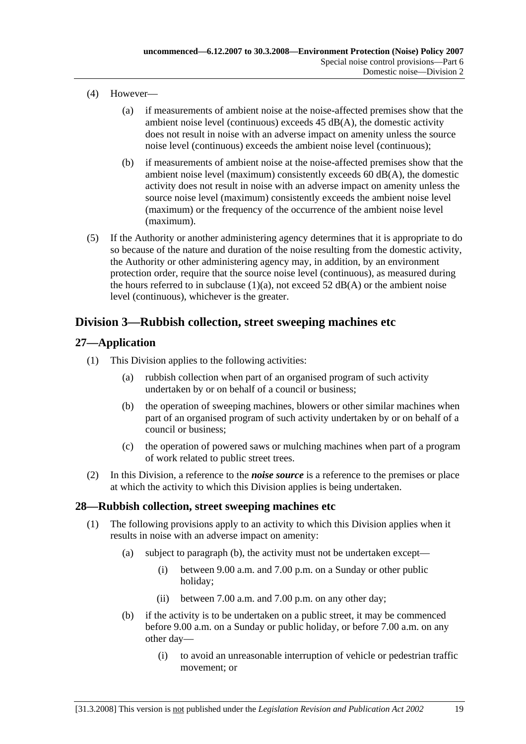(4) However—

(a) if measurements of ambient noise at the noise-affected premises show that the ambient noise level (continuous) exceeds 45 dB(A), the domestic activity does not result in noise with an adverse impact on amenity unless the source noise level (continuous) exceeds the ambient noise level (continuous);

(b) if measurements of ambient noise at the noise-affected premises show that the ambient noise level (maximum) consistently exceeds 60 dB(A), the domestic activity does not result in noise with an adverse impact on amenity unless the source noise level (maximum) consistently exceeds the ambient noise level (maximum) or the frequency of the occurrence of the ambient noise level (maximum).

(5) If the Authority or another administering agency determines that it is appropriate to do so because of the nature and duration of the noise resulting from the domestic activity, the Authority or other administering agency may, in addition, by an environment protection order, require that the source noise level (continuous), as measured during the hours referred to in subclause (1)(a), not exceed 52 dB(A) or the ambient noise level (continuous), whichever is the greater.

## Division 3—Rubbish collection, street sweeping machines etc

### 27—Application

(1) This Division applies to the following activities:

(a) rubbish collection when part of an organised program of such activity undertaken by or on behalf of a council or business;

(b) the operation of sweeping machines, blowers or other similar machines when part of an organised program of such activity undertaken by or on behalf of a council or business;

(c) the operation of powered saws or mulching machines when part of a program of work related to public street trees.

(2) In this Division, a reference to the ***noise source*** is a reference to the premises or place at which the activity to which this Division applies is being undertaken.

### 28—Rubbish collection, street sweeping machines etc

(1) The following provisions apply to an activity to which this Division applies when it results in noise with an adverse impact on amenity:

(a) subject to paragraph (b), the activity must not be undertaken except—

(i) between 9.00 a.m. and 7.00 p.m. on a Sunday or other public holiday;

(ii) between 7.00 a.m. and 7.00 p.m. on any other day;

(b) if the activity is to be undertaken on a public street, it may be commenced before 9.00 a.m. on a Sunday or public holiday, or before 7.00 a.m. on any other day—

(i) to avoid an unreasonable interruption of vehicle or pedestrian traffic movement; or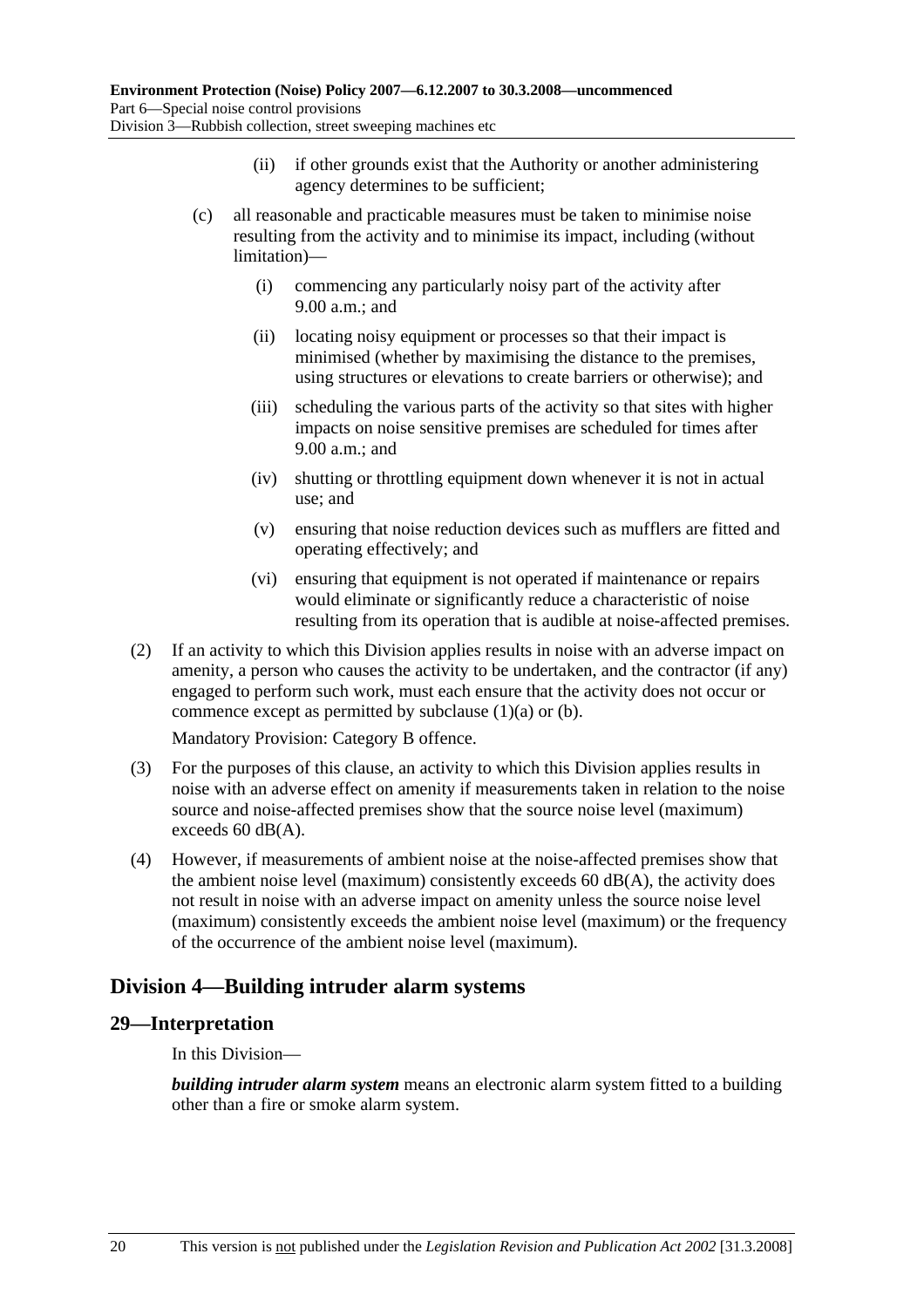(ii) if other grounds exist that the Authority or another administering agency determines to be sufficient;

(c) all reasonable and practicable measures must be taken to minimise noise resulting from the activity and to minimise its impact, including (without limitation)—

(i) commencing any particularly noisy part of the activity after 9.00 a.m.; and

(ii) locating noisy equipment or processes so that their impact is minimised (whether by maximising the distance to the premises, using structures or elevations to create barriers or otherwise); and

(iii) scheduling the various parts of the activity so that sites with higher impacts on noise sensitive premises are scheduled for times after 9.00 a.m.; and

(iv) shutting or throttling equipment down whenever it is not in actual use; and

(v) ensuring that noise reduction devices such as mufflers are fitted and operating effectively; and

(vi) ensuring that equipment is not operated if maintenance or repairs would eliminate or significantly reduce a characteristic of noise resulting from its operation that is audible at noise-affected premises.

(2) If an activity to which this Division applies results in noise with an adverse impact on amenity, a person who causes the activity to be undertaken, and the contractor (if any) engaged to perform such work, must each ensure that the activity does not occur or commence except as permitted by subclause (1)(a) or (b).

Mandatory Provision: Category B offence.

(3) For the purposes of this clause, an activity to which this Division applies results in noise with an adverse effect on amenity if measurements taken in relation to the noise source and noise-affected premises show that the source noise level (maximum) exceeds 60 dB(A).

(4) However, if measurements of ambient noise at the noise-affected premises show that the ambient noise level (maximum) consistently exceeds 60 dB(A), the activity does not result in noise with an adverse impact on amenity unless the source noise level (maximum) consistently exceeds the ambient noise level (maximum) or the frequency of the occurrence of the ambient noise level (maximum).

## Division 4—Building intruder alarm systems

### 29—Interpretation

In this Division—

***building intruder alarm system*** means an electronic alarm system fitted to a building other than a fire or smoke alarm system.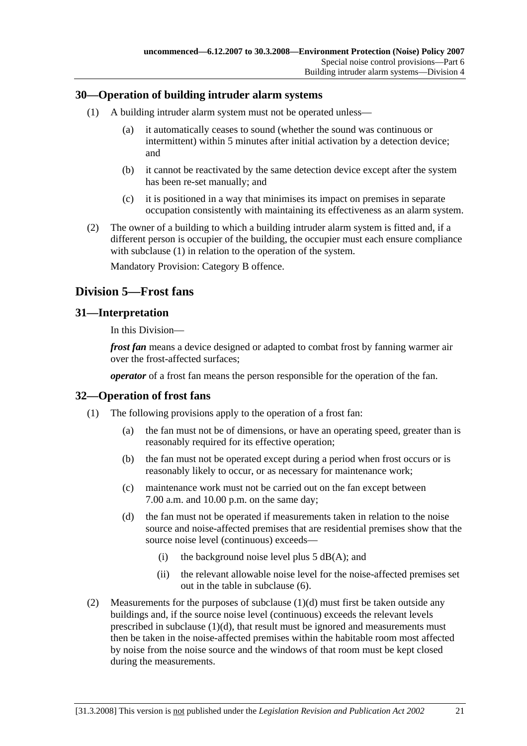## 30—Operation of building intruder alarm systems

(1) A building intruder alarm system must not be operated unless—

(a) it automatically ceases to sound (whether the sound was continuous or intermittent) within 5 minutes after initial activation by a detection device; and

(b) it cannot be reactivated by the same detection device except after the system has been re-set manually; and

(c) it is positioned in a way that minimises its impact on premises in separate occupation consistently with maintaining its effectiveness as an alarm system.

(2) The owner of a building to which a building intruder alarm system is fitted and, if a different person is occupier of the building, the occupier must each ensure compliance with subclause (1) in relation to the operation of the system.

Mandatory Provision: Category B offence.

# Division 5—Frost fans

## 31—Interpretation

In this Division—

***frost fan*** means a device designed or adapted to combat frost by fanning warmer air over the frost-affected surfaces;

***operator*** of a frost fan means the person responsible for the operation of the fan.

## 32—Operation of frost fans

(1) The following provisions apply to the operation of a frost fan:

(a) the fan must not be of dimensions, or have an operating speed, greater than is reasonably required for its effective operation;

(b) the fan must not be operated except during a period when frost occurs or is reasonably likely to occur, or as necessary for maintenance work;

(c) maintenance work must not be carried out on the fan except between 7.00 a.m. and 10.00 p.m. on the same day;

(d) the fan must not be operated if measurements taken in relation to the noise source and noise-affected premises that are residential premises show that the source noise level (continuous) exceeds—

(i) the background noise level plus 5 dB(A); and

(ii) the relevant allowable noise level for the noise-affected premises set out in the table in subclause (6).

(2) Measurements for the purposes of subclause (1)(d) must first be taken outside any buildings and, if the source noise level (continuous) exceeds the relevant levels prescribed in subclause (1)(d), that result must be ignored and measurements must then be taken in the noise-affected premises within the habitable room most affected by noise from the noise source and the windows of that room must be kept closed during the measurements.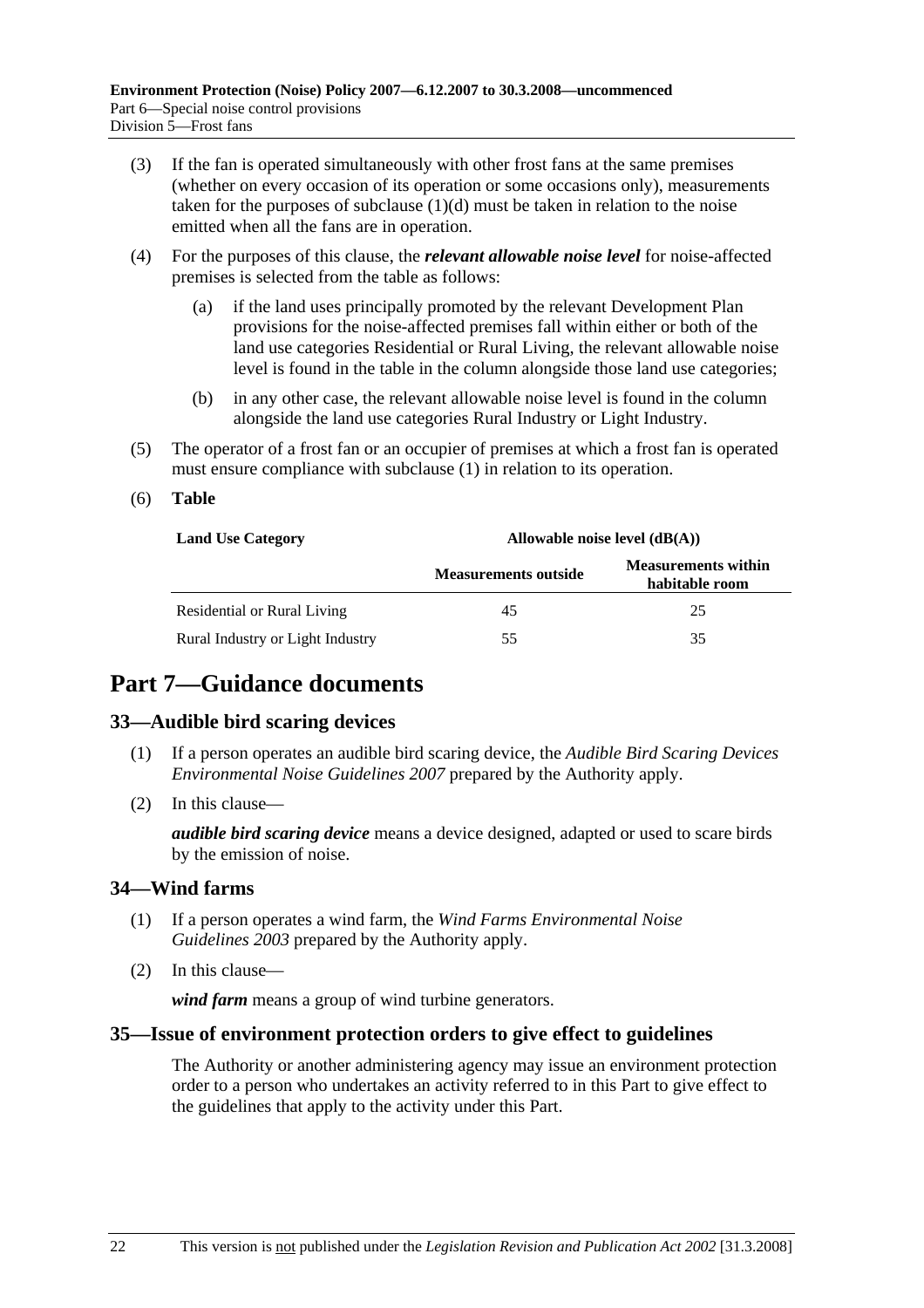(3) If the fan is operated simultaneously with other frost fans at the same premises (whether on every occasion of its operation or some occasions only), measurements taken for the purposes of subclause (1)(d) must be taken in relation to the noise emitted when all the fans are in operation.

(4) For the purposes of this clause, the ***relevant allowable noise level*** for noise-affected premises is selected from the table as follows:

(a) if the land uses principally promoted by the relevant Development Plan provisions for the noise-affected premises fall within either or both of the land use categories Residential or Rural Living, the relevant allowable noise level is found in the table in the column alongside those land use categories;

(b) in any other case, the relevant allowable noise level is found in the column alongside the land use categories Rural Industry or Light Industry.

(5) The operator of a frost fan or an occupier of premises at which a frost fan is operated must ensure compliance with subclause (1) in relation to its operation.

(6) **Table**

| Land Use Category | Allowable noise level (dB(A)) | |
|---|---|---|
| | Measurements outside | Measurements within habitable room |
| Residential or Rural Living | 45 | 25 |
| Rural Industry or Light Industry | 55 | 35 |

# Part 7—Guidance documents

## 33—Audible bird scaring devices

(1) If a person operates an audible bird scaring device, the *Audible Bird Scaring Devices Environmental Noise Guidelines 2007* prepared by the Authority apply.

(2) In this clause—

***audible bird scaring device*** means a device designed, adapted or used to scare birds by the emission of noise.

## 34—Wind farms

(1) If a person operates a wind farm, the *Wind Farms Environmental Noise Guidelines 2003* prepared by the Authority apply.

(2) In this clause—

***wind farm*** means a group of wind turbine generators.

## 35—Issue of environment protection orders to give effect to guidelines

The Authority or another administering agency may issue an environment protection order to a person who undertakes an activity referred to in this Part to give effect to the guidelines that apply to the activity under this Part.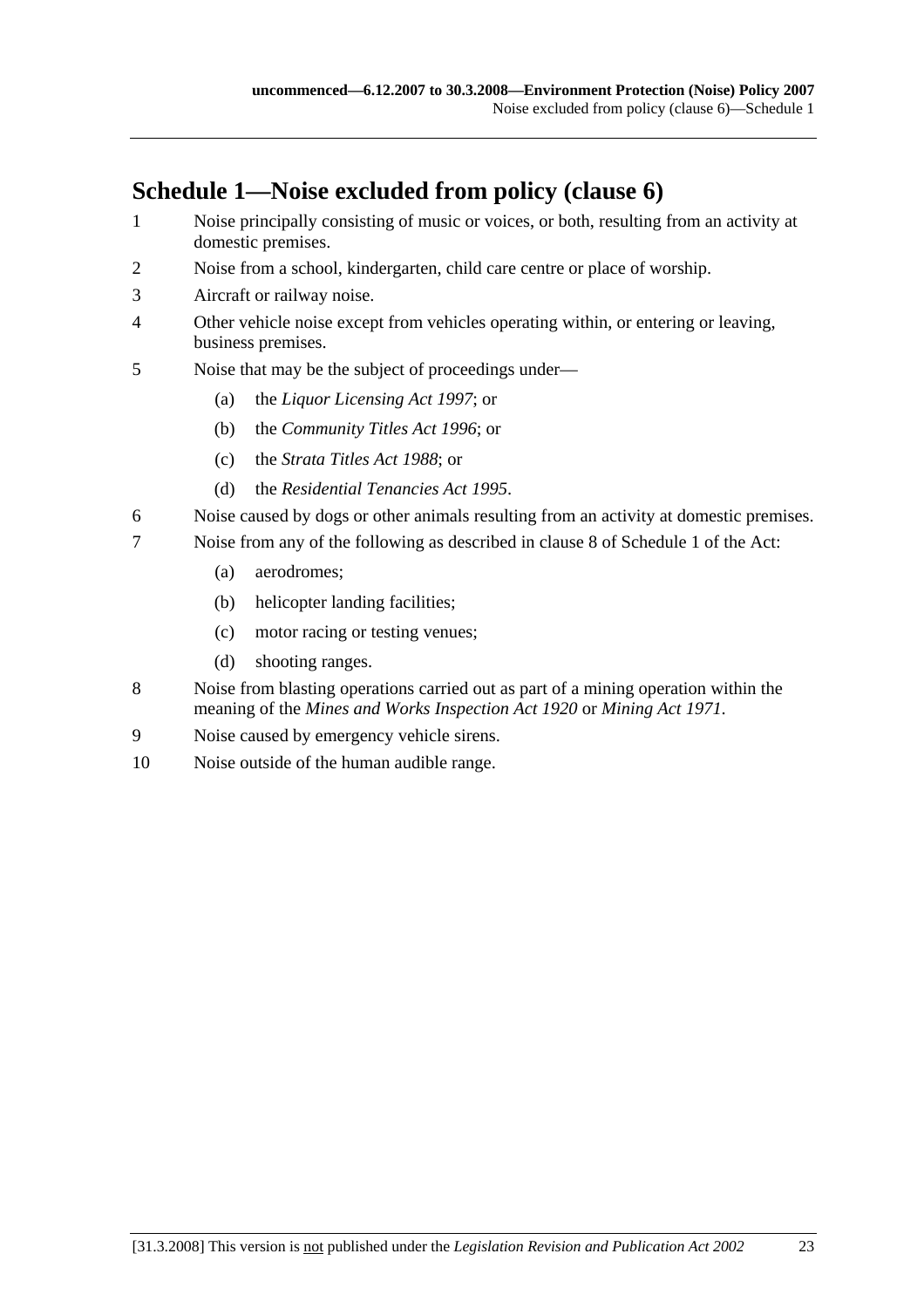## Schedule 1—Noise excluded from policy (clause 6)

1 Noise principally consisting of music or voices, or both, resulting from an activity at domestic premises.

2 Noise from a school, kindergarten, child care centre or place of worship.

3 Aircraft or railway noise.

4 Other vehicle noise except from vehicles operating within, or entering or leaving, business premises.

5 Noise that may be the subject of proceedings under—

(a) the *Liquor Licensing Act 1997*; or

(b) the *Community Titles Act 1996*; or

(c) the *Strata Titles Act 1988*; or

(d) the *Residential Tenancies Act 1995*.

6 Noise caused by dogs or other animals resulting from an activity at domestic premises.

7 Noise from any of the following as described in clause 8 of Schedule 1 of the Act:

(a) aerodromes;

(b) helicopter landing facilities;

(c) motor racing or testing venues;

(d) shooting ranges.

8 Noise from blasting operations carried out as part of a mining operation within the meaning of the *Mines and Works Inspection Act 1920* or *Mining Act 1971*.

9 Noise caused by emergency vehicle sirens.

10 Noise outside of the human audible range.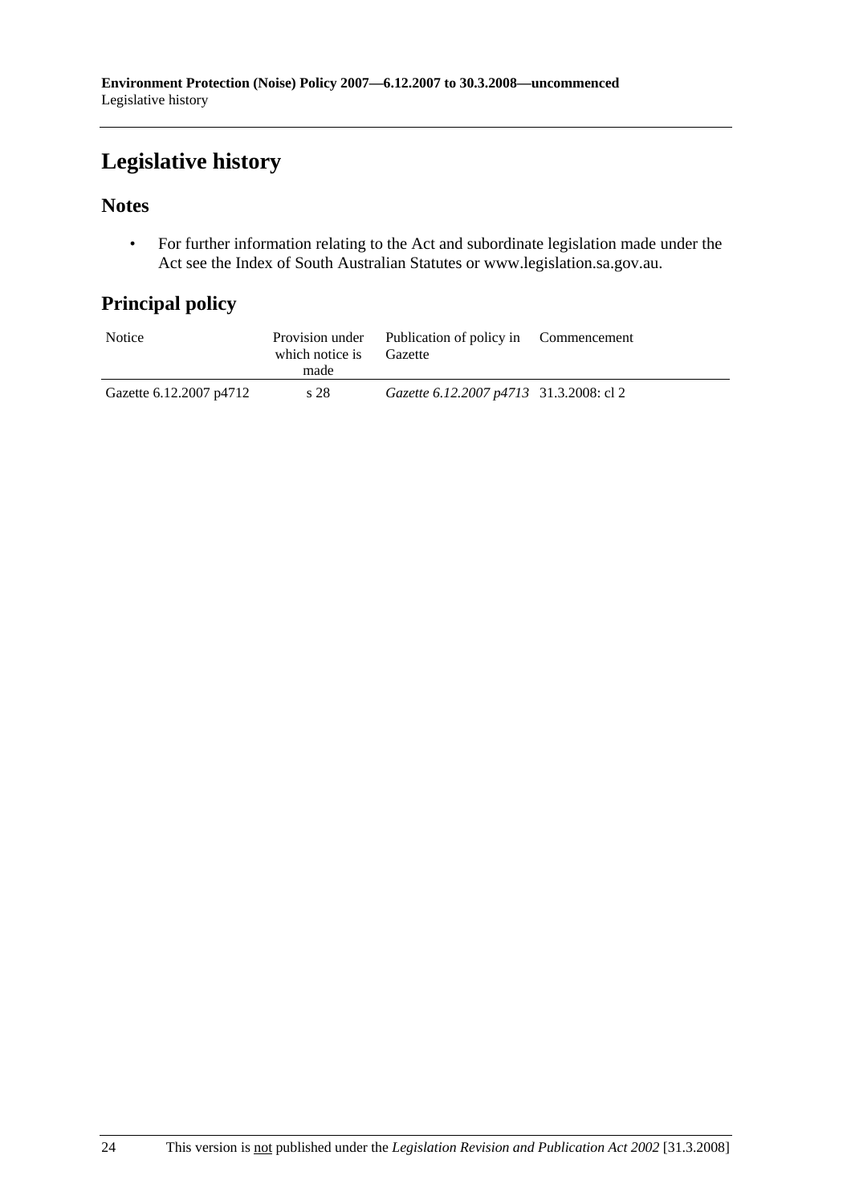# Legislative history

## Notes

- For further information relating to the Act and subordinate legislation made under the Act see the Index of South Australian Statutes or www.legislation.sa.gov.au.

## Principal policy

| Notice | Provision under which notice is made | Publication of policy in Gazette | Commencement |
|---|---|---|---|
| Gazette 6.12.2007 p4712 | s 28 | *Gazette 6.12.2007 p4713* | 31.3.2008: cl 2 |